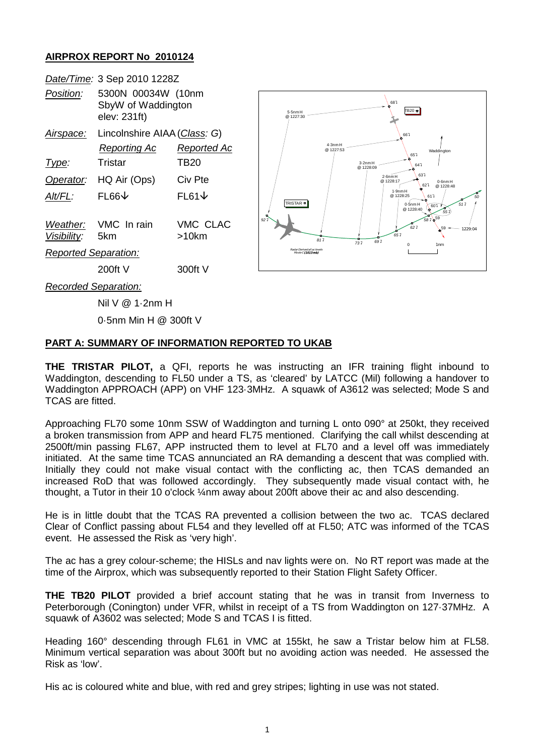# AIRPROX REPORT No 2010124

| | | |
|---|---|---|
| *Date/Time:* | 3 Sep 2010 1228Z | |
| *Position:* | 5300N 00034W (10nm SbyW of Waddington elev: 231ft) | |
| *Airspace:* | Lincolnshire AIAA (*Class: G*) | |
| | *Reporting Ac* | *Reported Ac* |
| *Type:* | Tristar | TB20 |
| *Operator:* | HQ Air (Ops) | Civ Pte |
| *Alt/FL:* | FL66↓ | FL61↓ |
| *Weather:* | VMC In rain | VMC CLAC |
| *Visibility:* | 5km | >10km |
| *Reported Separation:* | | |
| | 200ft V | 300ft V |
| *Recorded Separation:* | | |
| | Nil V @ 1·2nm H | |
| | 0·5nm Min H @ 300ft V | |

## PART A: SUMMARY OF INFORMATION REPORTED TO UKAB

**THE TRISTAR PILOT,** a QFI, reports he was instructing an IFR training flight inbound to Waddington, descending to FL50 under a TS, as 'cleared' by LATCC (Mil) following a handover to Waddington APPROACH (APP) on VHF 123·3MHz. A squawk of A3612 was selected; Mode S and TCAS are fitted.

Approaching FL70 some 10nm SSW of Waddington and turning L onto 090° at 250kt, they received a broken transmission from APP and heard FL75 mentioned. Clarifying the call whilst descending at 2500ft/min passing FL67, APP instructed them to level at FL70 and a level off was immediately initiated. At the same time TCAS annunciated an RA demanding a descent that was complied with. Initially they could not make visual contact with the conflicting ac, then TCAS demanded an increased RoD that was followed accordingly. They subsequently made visual contact with, he thought, a Tutor in their 10 o'clock ¼nm away about 200ft above their ac and also descending.

He is in little doubt that the TCAS RA prevented a collision between the two ac. TCAS declared Clear of Conflict passing about FL54 and they levelled off at FL50; ATC was informed of the TCAS event. He assessed the Risk as 'very high'.

The ac has a grey colour-scheme; the HISLs and nav lights were on. No RT report was made at the time of the Airprox, which was subsequently reported to their Station Flight Safety Officer.

**THE TB20 PILOT** provided a brief account stating that he was in transit from Inverness to Peterborough (Conington) under VFR, whilst in receipt of a TS from Waddington on 127·37MHz. A squawk of A3602 was selected; Mode S and TCAS I is fitted.

Heading 160° descending through FL61 in VMC at 155kt, he saw a Tristar below him at FL58. Minimum vertical separation was about 300ft but no avoiding action was needed. He assessed the Risk as 'low'.

His ac is coloured white and blue, with red and grey stripes; lighting in use was not stated.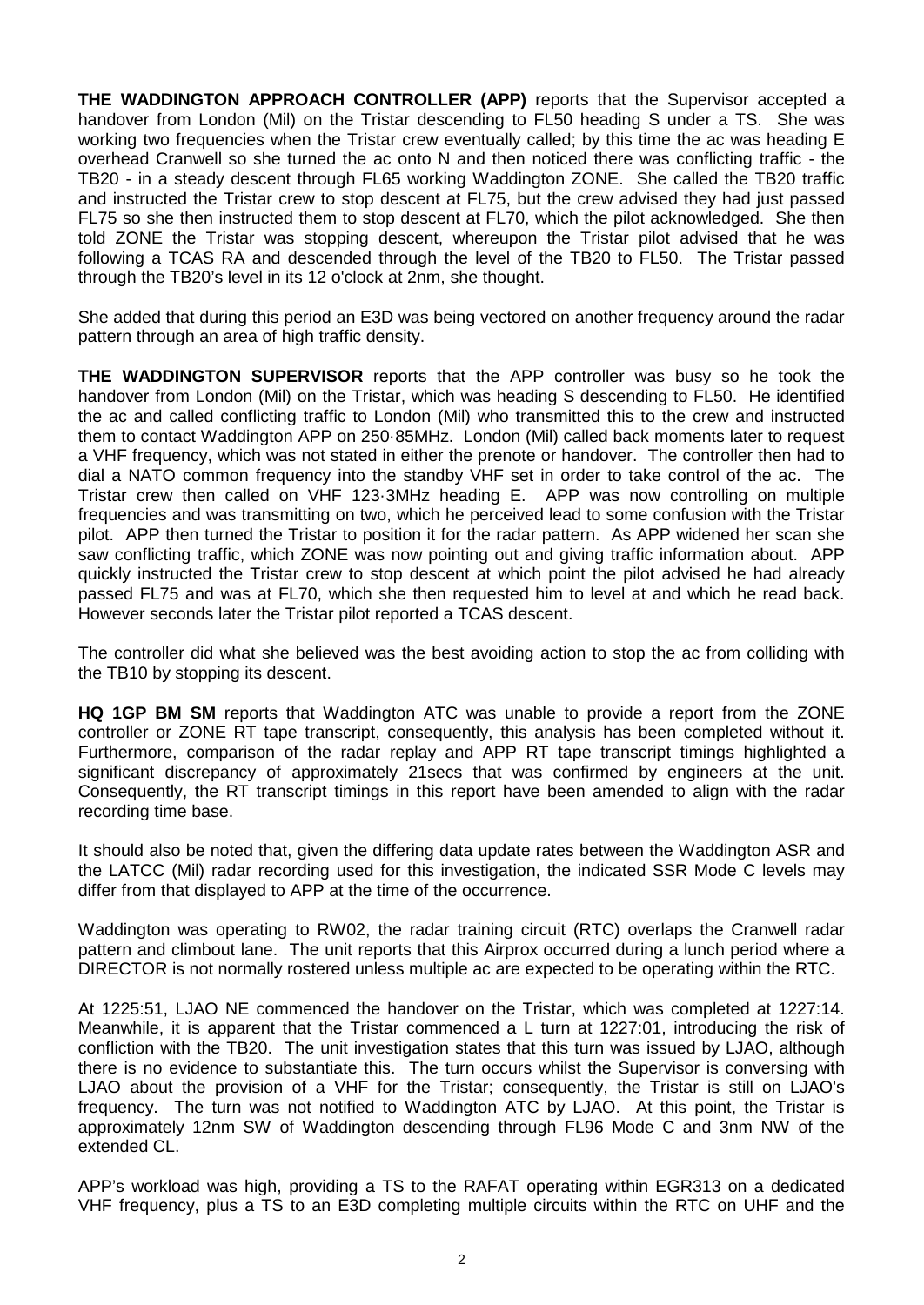**THE WADDINGTON APPROACH CONTROLLER (APP)** reports that the Supervisor accepted a handover from London (Mil) on the Tristar descending to FL50 heading S under a TS. She was working two frequencies when the Tristar crew eventually called; by this time the ac was heading E overhead Cranwell so she turned the ac onto N and then noticed there was conflicting traffic - the TB20 - in a steady descent through FL65 working Waddington ZONE. She called the TB20 traffic and instructed the Tristar crew to stop descent at FL75, but the crew advised they had just passed FL75 so she then instructed them to stop descent at FL70, which the pilot acknowledged. She then told ZONE the Tristar was stopping descent, whereupon the Tristar pilot advised that he was following a TCAS RA and descended through the level of the TB20 to FL50. The Tristar passed through the TB20's level in its 12 o'clock at 2nm, she thought.

She added that during this period an E3D was being vectored on another frequency around the radar pattern through an area of high traffic density.

**THE WADDINGTON SUPERVISOR** reports that the APP controller was busy so he took the handover from London (Mil) on the Tristar, which was heading S descending to FL50. He identified the ac and called conflicting traffic to London (Mil) who transmitted this to the crew and instructed them to contact Waddington APP on 250·85MHz. London (Mil) called back moments later to request a VHF frequency, which was not stated in either the prenote or handover. The controller then had to dial a NATO common frequency into the standby VHF set in order to take control of the ac. The Tristar crew then called on VHF 123·3MHz heading E. APP was now controlling on multiple frequencies and was transmitting on two, which he perceived lead to some confusion with the Tristar pilot. APP then turned the Tristar to position it for the radar pattern. As APP widened her scan she saw conflicting traffic, which ZONE was now pointing out and giving traffic information about. APP quickly instructed the Tristar crew to stop descent at which point the pilot advised he had already passed FL75 and was at FL70, which she then requested him to level at and which he read back. However seconds later the Tristar pilot reported a TCAS descent.

The controller did what she believed was the best avoiding action to stop the ac from colliding with the TB10 by stopping its descent.

**HQ 1GP BM SM** reports that Waddington ATC was unable to provide a report from the ZONE controller or ZONE RT tape transcript, consequently, this analysis has been completed without it. Furthermore, comparison of the radar replay and APP RT tape transcript timings highlighted a significant discrepancy of approximately 21secs that was confirmed by engineers at the unit. Consequently, the RT transcript timings in this report have been amended to align with the radar recording time base.

It should also be noted that, given the differing data update rates between the Waddington ASR and the LATCC (Mil) radar recording used for this investigation, the indicated SSR Mode C levels may differ from that displayed to APP at the time of the occurrence.

Waddington was operating to RW02, the radar training circuit (RTC) overlaps the Cranwell radar pattern and climbout lane. The unit reports that this Airprox occurred during a lunch period where a DIRECTOR is not normally rostered unless multiple ac are expected to be operating within the RTC.

At 1225:51, LJAO NE commenced the handover on the Tristar, which was completed at 1227:14. Meanwhile, it is apparent that the Tristar commenced a L turn at 1227:01, introducing the risk of confliction with the TB20. The unit investigation states that this turn was issued by LJAO, although there is no evidence to substantiate this. The turn occurs whilst the Supervisor is conversing with LJAO about the provision of a VHF for the Tristar; consequently, the Tristar is still on LJAO's frequency. The turn was not notified to Waddington ATC by LJAO. At this point, the Tristar is approximately 12nm SW of Waddington descending through FL96 Mode C and 3nm NW of the extended CL.

APP's workload was high, providing a TS to the RAFAT operating within EGR313 on a dedicated VHF frequency, plus a TS to an E3D completing multiple circuits within the RTC on UHF and the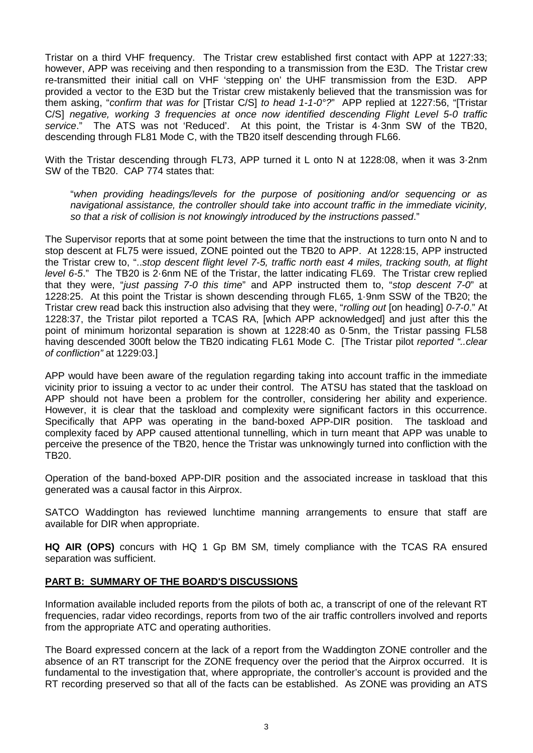Tristar on a third VHF frequency. The Tristar crew established first contact with APP at 1227:33; however, APP was receiving and then responding to a transmission from the E3D. The Tristar crew re-transmitted their initial call on VHF 'stepping on' the UHF transmission from the E3D. APP provided a vector to the E3D but the Tristar crew mistakenly believed that the transmission was for them asking, "*confirm that was for* [Tristar C/S] *to head 1-1-0°?*" APP replied at 1227:56, "[Tristar C/S] *negative, working 3 frequencies at once now identified descending Flight Level 5-0 traffic service*." The ATS was not 'Reduced'. At this point, the Tristar is 4·3nm SW of the TB20, descending through FL81 Mode C, with the TB20 itself descending through FL66.

With the Tristar descending through FL73, APP turned it L onto N at 1228:08, when it was 3·2nm SW of the TB20. CAP 774 states that:

> "*when providing headings/levels for the purpose of positioning and/or sequencing or as navigational assistance, the controller should take into account traffic in the immediate vicinity, so that a risk of collision is not knowingly introduced by the instructions passed*."

The Supervisor reports that at some point between the time that the instructions to turn onto N and to stop descent at FL75 were issued, ZONE pointed out the TB20 to APP. At 1228:15, APP instructed the Tristar crew to, "..*stop descent flight level 7-5, traffic north east 4 miles, tracking south, at flight level 6-5*." The TB20 is 2·6nm NE of the Tristar, the latter indicating FL69. The Tristar crew replied that they were, "*just passing 7-0 this time*" and APP instructed them to, "*stop descent 7-0*" at 1228:25. At this point the Tristar is shown descending through FL65, 1·9nm SSW of the TB20; the Tristar crew read back this instruction also advising that they were, "*rolling out* [on heading] *0-7-0*." At 1228:37, the Tristar pilot reported a TCAS RA, [which APP acknowledged] and just after this the point of minimum horizontal separation is shown at 1228:40 as 0·5nm, the Tristar passing FL58 having descended 300ft below the TB20 indicating FL61 Mode C. [The Tristar pilot *reported "..clear of confliction"* at 1229:03.]

APP would have been aware of the regulation regarding taking into account traffic in the immediate vicinity prior to issuing a vector to ac under their control. The ATSU has stated that the taskload on APP should not have been a problem for the controller, considering her ability and experience. However, it is clear that the taskload and complexity were significant factors in this occurrence. Specifically that APP was operating in the band-boxed APP-DIR position. The taskload and complexity faced by APP caused attentional tunnelling, which in turn meant that APP was unable to perceive the presence of the TB20, hence the Tristar was unknowingly turned into confliction with the TB20.

Operation of the band-boxed APP-DIR position and the associated increase in taskload that this generated was a causal factor in this Airprox.

SATCO Waddington has reviewed lunchtime manning arrangements to ensure that staff are available for DIR when appropriate.

**HQ AIR (OPS)** concurs with HQ 1 Gp BM SM, timely compliance with the TCAS RA ensured separation was sufficient.

## PART B: SUMMARY OF THE BOARD'S DISCUSSIONS

Information available included reports from the pilots of both ac, a transcript of one of the relevant RT frequencies, radar video recordings, reports from two of the air traffic controllers involved and reports from the appropriate ATC and operating authorities.

The Board expressed concern at the lack of a report from the Waddington ZONE controller and the absence of an RT transcript for the ZONE frequency over the period that the Airprox occurred. It is fundamental to the investigation that, where appropriate, the controller's account is provided and the RT recording preserved so that all of the facts can be established. As ZONE was providing an ATS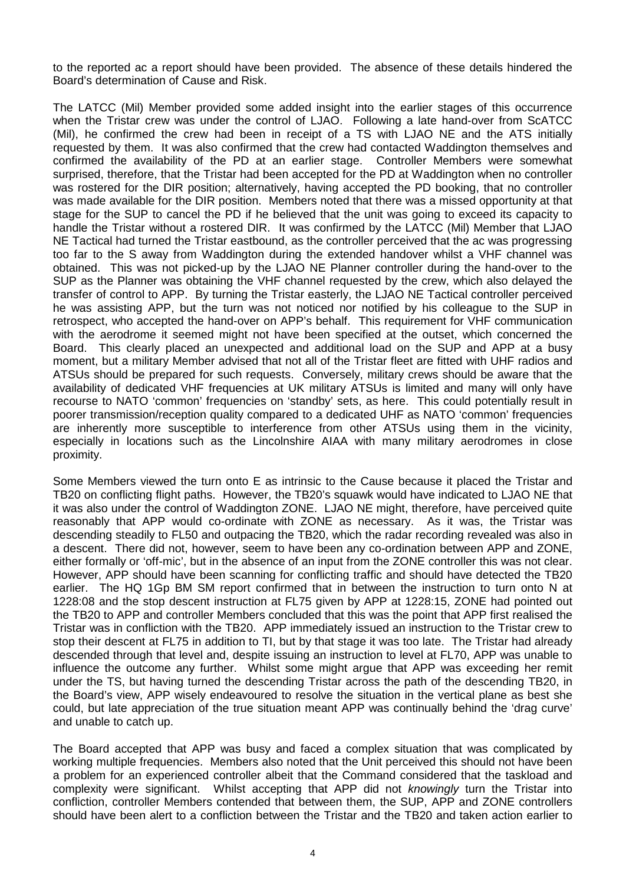to the reported ac a report should have been provided. The absence of these details hindered the Board's determination of Cause and Risk.

The LATCC (Mil) Member provided some added insight into the earlier stages of this occurrence when the Tristar crew was under the control of LJAO. Following a late hand-over from ScATCC (Mil), he confirmed the crew had been in receipt of a TS with LJAO NE and the ATS initially requested by them. It was also confirmed that the crew had contacted Waddington themselves and confirmed the availability of the PD at an earlier stage. Controller Members were somewhat surprised, therefore, that the Tristar had been accepted for the PD at Waddington when no controller was rostered for the DIR position; alternatively, having accepted the PD booking, that no controller was made available for the DIR position. Members noted that there was a missed opportunity at that stage for the SUP to cancel the PD if he believed that the unit was going to exceed its capacity to handle the Tristar without a rostered DIR. It was confirmed by the LATCC (Mil) Member that LJAO NE Tactical had turned the Tristar eastbound, as the controller perceived that the ac was progressing too far to the S away from Waddington during the extended handover whilst a VHF channel was obtained. This was not picked-up by the LJAO NE Planner controller during the hand-over to the SUP as the Planner was obtaining the VHF channel requested by the crew, which also delayed the transfer of control to APP. By turning the Tristar easterly, the LJAO NE Tactical controller perceived he was assisting APP, but the turn was not noticed nor notified by his colleague to the SUP in retrospect, who accepted the hand-over on APP's behalf. This requirement for VHF communication with the aerodrome it seemed might not have been specified at the outset, which concerned the Board. This clearly placed an unexpected and additional load on the SUP and APP at a busy moment, but a military Member advised that not all of the Tristar fleet are fitted with UHF radios and ATSUs should be prepared for such requests. Conversely, military crews should be aware that the availability of dedicated VHF frequencies at UK military ATSUs is limited and many will only have recourse to NATO 'common' frequencies on 'standby' sets, as here. This could potentially result in poorer transmission/reception quality compared to a dedicated UHF as NATO 'common' frequencies are inherently more susceptible to interference from other ATSUs using them in the vicinity, especially in locations such as the Lincolnshire AIAA with many military aerodromes in close proximity.

Some Members viewed the turn onto E as intrinsic to the Cause because it placed the Tristar and TB20 on conflicting flight paths. However, the TB20's squawk would have indicated to LJAO NE that it was also under the control of Waddington ZONE. LJAO NE might, therefore, have perceived quite reasonably that APP would co-ordinate with ZONE as necessary. As it was, the Tristar was descending steadily to FL50 and outpacing the TB20, which the radar recording revealed was also in a descent. There did not, however, seem to have been any co-ordination between APP and ZONE, either formally or 'off-mic', but in the absence of an input from the ZONE controller this was not clear. However, APP should have been scanning for conflicting traffic and should have detected the TB20 earlier. The HQ 1Gp BM SM report confirmed that in between the instruction to turn onto N at 1228:08 and the stop descent instruction at FL75 given by APP at 1228:15, ZONE had pointed out the TB20 to APP and controller Members concluded that this was the point that APP first realised the Tristar was in confliction with the TB20. APP immediately issued an instruction to the Tristar crew to stop their descent at FL75 in addition to TI, but by that stage it was too late. The Tristar had already descended through that level and, despite issuing an instruction to level at FL70, APP was unable to influence the outcome any further. Whilst some might argue that APP was exceeding her remit under the TS, but having turned the descending Tristar across the path of the descending TB20, in the Board's view, APP wisely endeavoured to resolve the situation in the vertical plane as best she could, but late appreciation of the true situation meant APP was continually behind the 'drag curve' and unable to catch up.

The Board accepted that APP was busy and faced a complex situation that was complicated by working multiple frequencies. Members also noted that the Unit perceived this should not have been a problem for an experienced controller albeit that the Command considered that the taskload and complexity were significant. Whilst accepting that APP did not *knowingly* turn the Tristar into confliction, controller Members contended that between them, the SUP, APP and ZONE controllers should have been alert to a confliction between the Tristar and the TB20 and taken action earlier to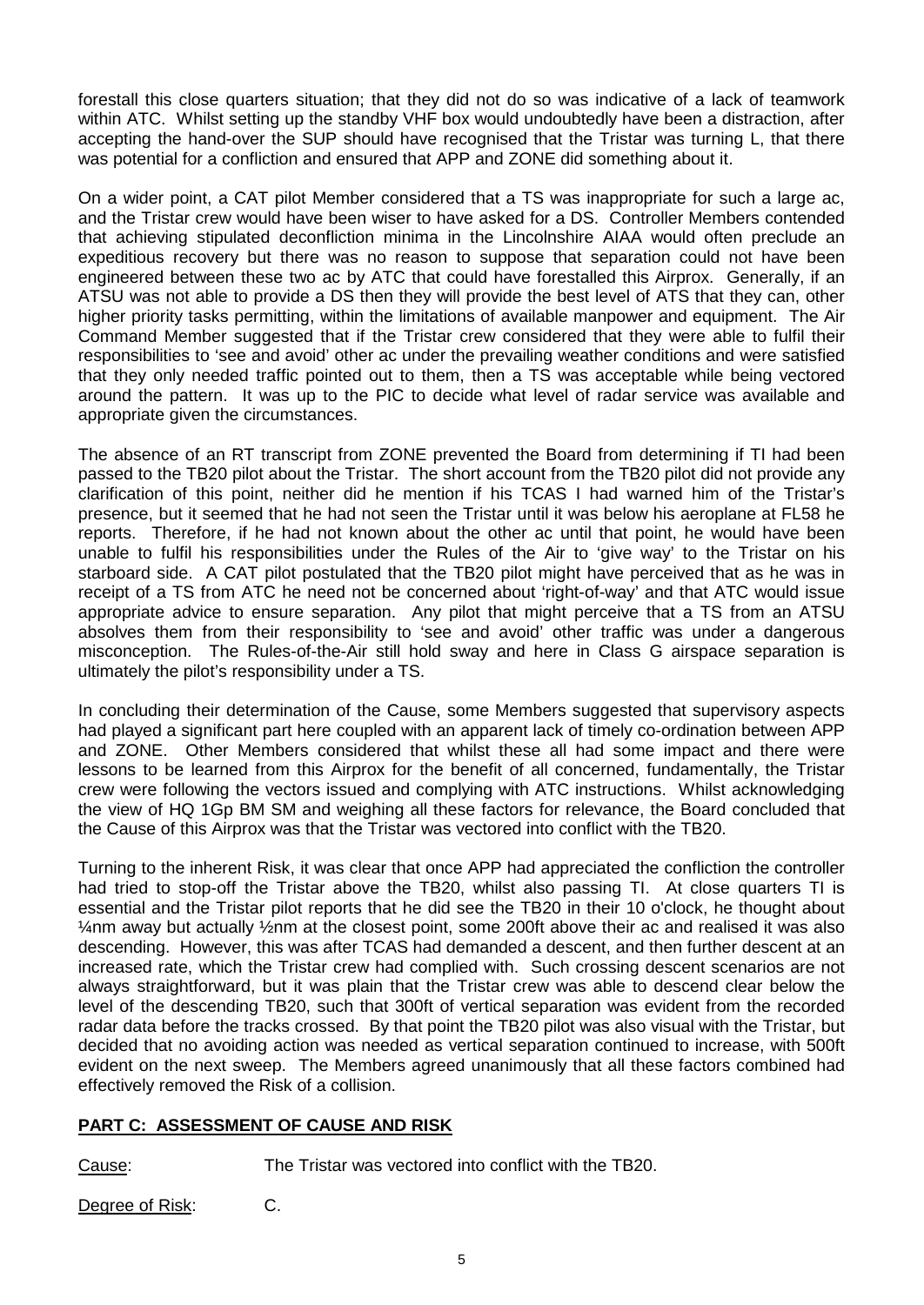forestall this close quarters situation; that they did not do so was indicative of a lack of teamwork within ATC. Whilst setting up the standby VHF box would undoubtedly have been a distraction, after accepting the hand-over the SUP should have recognised that the Tristar was turning L, that there was potential for a confliction and ensured that APP and ZONE did something about it.

On a wider point, a CAT pilot Member considered that a TS was inappropriate for such a large ac, and the Tristar crew would have been wiser to have asked for a DS. Controller Members contended that achieving stipulated deconfliction minima in the Lincolnshire AIAA would often preclude an expeditious recovery but there was no reason to suppose that separation could not have been engineered between these two ac by ATC that could have forestalled this Airprox. Generally, if an ATSU was not able to provide a DS then they will provide the best level of ATS that they can, other higher priority tasks permitting, within the limitations of available manpower and equipment. The Air Command Member suggested that if the Tristar crew considered that they were able to fulfil their responsibilities to 'see and avoid' other ac under the prevailing weather conditions and were satisfied that they only needed traffic pointed out to them, then a TS was acceptable while being vectored around the pattern. It was up to the PIC to decide what level of radar service was available and appropriate given the circumstances.

The absence of an RT transcript from ZONE prevented the Board from determining if TI had been passed to the TB20 pilot about the Tristar. The short account from the TB20 pilot did not provide any clarification of this point, neither did he mention if his TCAS I had warned him of the Tristar's presence, but it seemed that he had not seen the Tristar until it was below his aeroplane at FL58 he reports. Therefore, if he had not known about the other ac until that point, he would have been unable to fulfil his responsibilities under the Rules of the Air to 'give way' to the Tristar on his starboard side. A CAT pilot postulated that the TB20 pilot might have perceived that as he was in receipt of a TS from ATC he need not be concerned about 'right-of-way' and that ATC would issue appropriate advice to ensure separation. Any pilot that might perceive that a TS from an ATSU absolves them from their responsibility to 'see and avoid' other traffic was under a dangerous misconception. The Rules-of-the-Air still hold sway and here in Class G airspace separation is ultimately the pilot's responsibility under a TS.

In concluding their determination of the Cause, some Members suggested that supervisory aspects had played a significant part here coupled with an apparent lack of timely co-ordination between APP and ZONE. Other Members considered that whilst these all had some impact and there were lessons to be learned from this Airprox for the benefit of all concerned, fundamentally, the Tristar crew were following the vectors issued and complying with ATC instructions. Whilst acknowledging the view of HQ 1Gp BM SM and weighing all these factors for relevance, the Board concluded that the Cause of this Airprox was that the Tristar was vectored into conflict with the TB20.

Turning to the inherent Risk, it was clear that once APP had appreciated the confliction the controller had tried to stop-off the Tristar above the TB20, whilst also passing TI. At close quarters TI is essential and the Tristar pilot reports that he did see the TB20 in their 10 o'clock, he thought about ¼nm away but actually ½nm at the closest point, some 200ft above their ac and realised it was also descending. However, this was after TCAS had demanded a descent, and then further descent at an increased rate, which the Tristar crew had complied with. Such crossing descent scenarios are not always straightforward, but it was plain that the Tristar crew was able to descend clear below the level of the descending TB20, such that 300ft of vertical separation was evident from the recorded radar data before the tracks crossed. By that point the TB20 pilot was also visual with the Tristar, but decided that no avoiding action was needed as vertical separation continued to increase, with 500ft evident on the next sweep. The Members agreed unanimously that all these factors combined had effectively removed the Risk of a collision.

## PART C: ASSESSMENT OF CAUSE AND RISK

Cause: The Tristar was vectored into conflict with the TB20.

Degree of Risk: C.